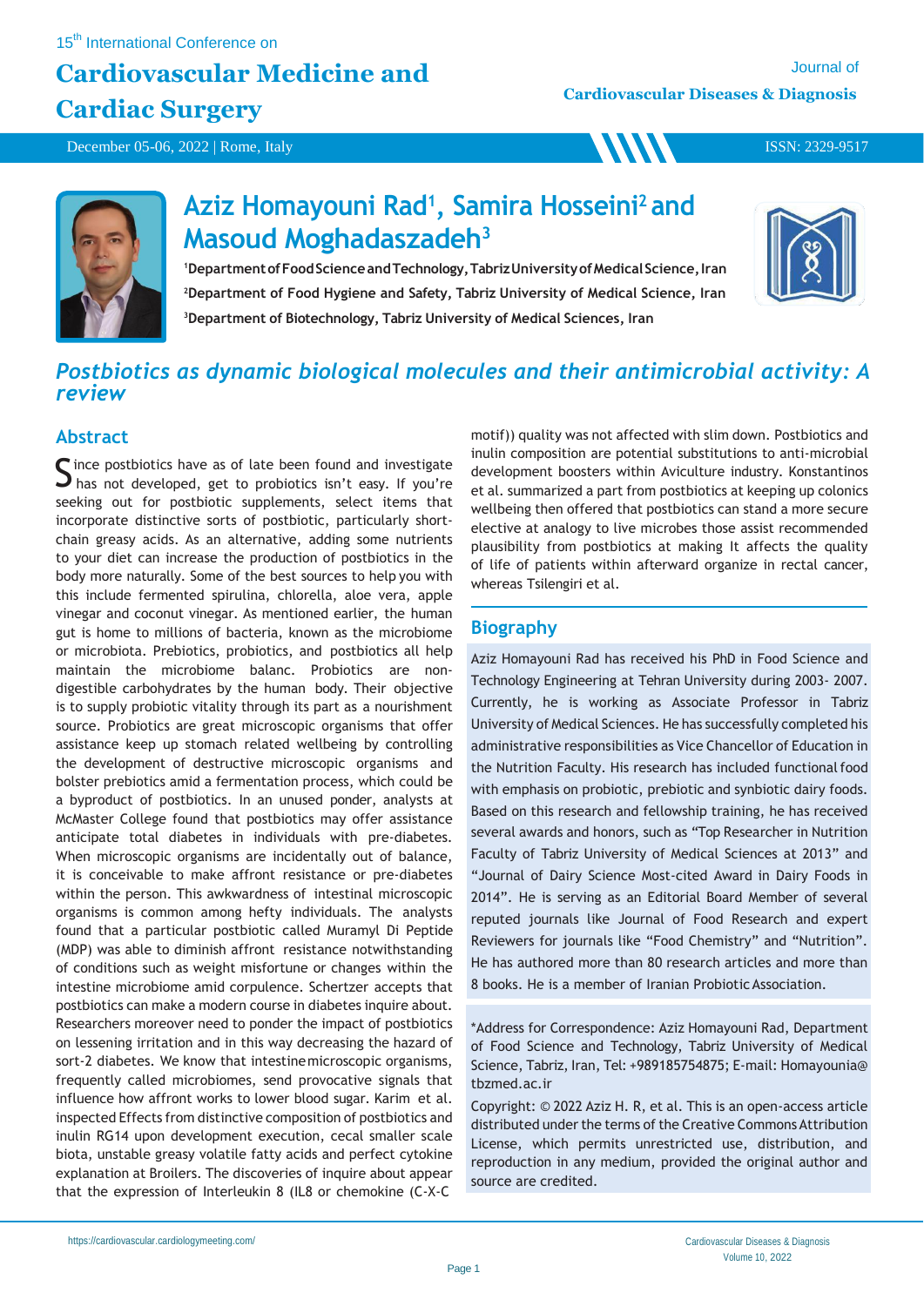15th International Conference on

# Cardiovascular Medicine and Cardiac Surgery

December 05-06, 2022 | Rome, Italy

Journal of Cardiovascular Diseases & Diagnosis

ISSN: 2329-9517

## Aziz Homayouni Rad[1], Samira Hosseini[2] and Masoud Moghadaszadeh[3]

[1]Department of Food Science and Technology, Tabriz University of Medical Science, Iran
[2]Department of Food Hygiene and Safety, Tabriz University of Medical Science, Iran
[3]Department of Biotechnology, Tabriz University of Medical Sciences, Iran

## *Postbiotics as dynamic biological molecules and their antimicrobial activity: A review*

### Abstract

Since postbiotics have as of late been found and investigate has not developed, get to probiotics isn't easy. If you're seeking out for postbiotic supplements, select items that incorporate distinctive sorts of postbiotic, particularly short-chain greasy acids. As an alternative, adding some nutrients to your diet can increase the production of postbiotics in the body more naturally. Some of the best sources to help you with this include fermented spirulina, chlorella, aloe vera, apple vinegar and coconut vinegar. As mentioned earlier, the human gut is home to millions of bacteria, known as the microbiome or microbiota. Prebiotics, probiotics, and postbiotics all help maintain the microbiome balanc. Probiotics are non-digestible carbohydrates by the human body. Their objective is to supply probiotic vitality through its part as a nourishment source. Probiotics are great microscopic organisms that offer assistance keep up stomach related wellbeing by controlling the development of destructive microscopic organisms and bolster prebiotics amid a fermentation process, which could be a byproduct of postbiotics. In an unused ponder, analysts at McMaster College found that postbiotics may offer assistance anticipate total diabetes in individuals with pre-diabetes. When microscopic organisms are incidentally out of balance, it is conceivable to make affront resistance or pre-diabetes within the person. This awkwardness of intestinal microscopic organisms is common among hefty individuals. The analysts found that a particular postbiotic called Muramyl Di Peptide (MDP) was able to diminish affront resistance notwithstanding of conditions such as weight misfortune or changes within the intestine microbiome amid corpulence. Schertzer accepts that postbiotics can make a modern course in diabetes inquire about. Researchers moreover need to ponder the impact of postbiotics on lessening irritation and in this way decreasing the hazard of sort-2 diabetes. We know that intestine microscopic organisms, frequently called microbiomes, send provocative signals that influence how affront works to lower blood sugar. Karim et al. inspected Effects from distinctive composition of postbiotics and inulin RG14 upon development execution, cecal smaller scale biota, unstable greasy volatile fatty acids and perfect cytokine explanation at Broilers. The discoveries of inquire about appear that the expression of Interleukin 8 (IL8 or chemokine (C-X-C motif)) quality was not affected with slim down. Postbiotics and inulin composition are potential substitutions to anti-microbial development boosters within Aviculture industry. Konstantinos et al. summarized a part from postbiotics at keeping up colonics wellbeing then offered that postbiotics can stand a more secure elective at analogy to live microbes those assist recommended plausibility from postbiotics at making It affects the quality of life of patients within afterward organize in rectal cancer, whereas Tsilengiri et al.

### Biography

Aziz Homayouni Rad has received his PhD in Food Science and Technology Engineering at Tehran University during 2003- 2007. Currently, he is working as Associate Professor in Tabriz University of Medical Sciences. He has successfully completed his administrative responsibilities as Vice Chancellor of Education in the Nutrition Faculty. His research has included functional food with emphasis on probiotic, prebiotic and synbiotic dairy foods. Based on this research and fellowship training, he has received several awards and honors, such as "Top Researcher in Nutrition Faculty of Tabriz University of Medical Sciences at 2013" and "Journal of Dairy Science Most-cited Award in Dairy Foods in 2014". He is serving as an Editorial Board Member of several reputed journals like Journal of Food Research and expert Reviewers for journals like "Food Chemistry" and "Nutrition". He has authored more than 80 research articles and more than 8 books. He is a member of Iranian Probiotic Association.

*Address for Correspondence: Aziz Homayouni Rad, Department of Food Science and Technology, Tabriz University of Medical Science, Tabriz, Iran, Tel: +989185754875; E-mail: Homayounia@tbzmed.ac.ir

Copyright: © 2022 Aziz H. R, et al. This is an open-access article distributed under the terms of the Creative Commons Attribution License, which permits unrestricted use, distribution, and reproduction in any medium, provided the original author and source are credited.

https://cardiovascular.cardiologymeeting.com/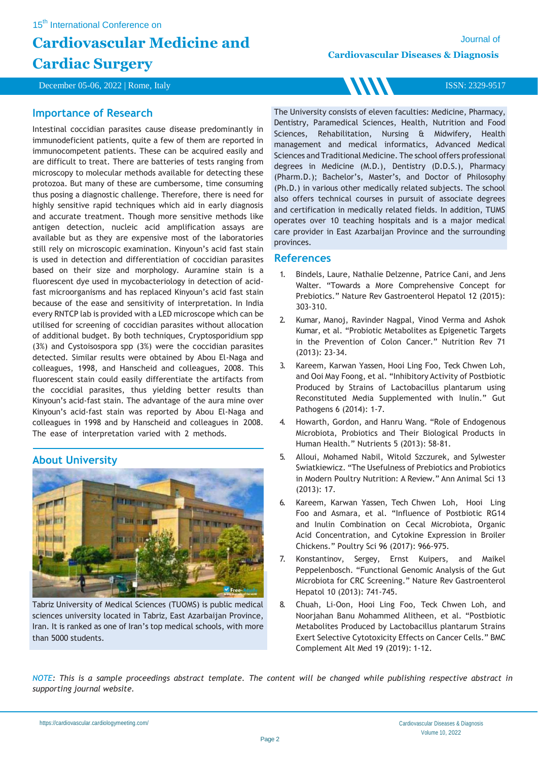## Importance of Research

Intestinal coccidian parasites cause disease predominantly in immunodeficient patients, quite a few of them are reported in immunocompetent patients. These can be acquired easily and are difficult to treat. There are batteries of tests ranging from microscopy to molecular methods available for detecting these protozoa. But many of these are cumbersome, time consuming thus posing a diagnostic challenge. Therefore, there is need for highly sensitive rapid techniques which aid in early diagnosis and accurate treatment. Though more sensitive methods like antigen detection, nucleic acid amplification assays are available but as they are expensive most of the laboratories still rely on microscopic examination. Kinyoun's acid fast stain is used in detection and differentiation of coccidian parasites based on their size and morphology. Auramine stain is a fluorescent dye used in mycobacteriology in detection of acid-fast microorganisms and has replaced Kinyoun's acid fast stain because of the ease and sensitivity of interpretation. In India every RNTCP lab is provided with a LED microscope which can be utilised for screening of coccidian parasites without allocation of additional budget. By both techniques, Cryptosporidium spp (3%) and Cystoisospora spp (3%) were the coccidian parasites detected. Similar results were obtained by Abou El-Naga and colleagues, 1998, and Hanscheid and colleagues, 2008. This fluorescent stain could easily differentiate the artifacts from the coccidial parasites, thus yielding better results than Kinyoun's acid-fast stain. The advantage of the aura mine over Kinyoun's acid-fast stain was reported by Abou El-Naga and colleagues in 1998 and by Hanscheid and colleagues in 2008. The ease of interpretation varied with 2 methods.

## About University

Tabriz University of Medical Sciences (TUOMS) is public medical sciences university located in Tabriz, East Azarbaijan Province, Iran. It is ranked as one of Iran's top medical schools, with more than 5000 students.

The University consists of eleven faculties: Medicine, Pharmacy, Dentistry, Paramedical Sciences, Health, Nutrition and Food Sciences, Rehabilitation, Nursing & Midwifery, Health management and medical informatics, Advanced Medical Sciences and Traditional Medicine. The school offers professional degrees in Medicine (M.D.), Dentistry (D.D.S.), Pharmacy (Pharm.D.); Bachelor's, Master's, and Doctor of Philosophy (Ph.D.) in various other medically related subjects. The school also offers technical courses in pursuit of associate degrees and certification in medically related fields. In addition, TUMS operates over 10 teaching hospitals and is a major medical care provider in East Azarbaijan Province and the surrounding provinces.

## References

1. Bindels, Laure, Nathalie Delzenne, Patrice Cani, and Jens Walter. "Towards a More Comprehensive Concept for Prebiotics." Nature Rev Gastroenterol Hepatol 12 (2015): 303-310.
2. Kumar, Manoj, Ravinder Nagpal, Vinod Verma and Ashok Kumar, et al. "Probiotic Metabolites as Epigenetic Targets in the Prevention of Colon Cancer." Nutrition Rev 71 (2013): 23-34.
3. Kareem, Karwan Yassen, Hooi Ling Foo, Teck Chwen Loh, and Ooi May Foong, et al. "Inhibitory Activity of Postbiotic Produced by Strains of Lactobacillus plantarum using Reconstituted Media Supplemented with Inulin." Gut Pathogens 6 (2014): 1-7.
4. Howarth, Gordon, and Hanru Wang. "Role of Endogenous Microbiota, Probiotics and Their Biological Products in Human Health." Nutrients 5 (2013): 58-81.
5. Alloui, Mohamed Nabil, Witold Szczurek, and Sylwester Swiatkiewicz. "The Usefulness of Prebiotics and Probiotics in Modern Poultry Nutrition: A Review." Ann Anim Sci 13 (2013): 17.
6. Kareem, Karwan Yassen, Tech Chwen Loh, Hooi Ling Foo and Asmara, et al. "Influence of Postbiotic RG14 and Inulin Combination on Cecal Microbiota, Organic Acid Concentration, and Cytokine Expression in Broiler Chickens." Poultry Sci 96 (2017): 966-975.
7. Konstantinov, Sergey, Ernst Kuipers, and Maikel Peppelenbosch. "Functional Genomic Analysis of the Gut Microbiota for CRC Screening." Nature Rev Gastroenterol Hepatol 10 (2013): 741-745.
8. Chuah, Li-Oon, Hooi Ling Foo, Teck Chwen Loh, and Noorjahan Banu Mohammed Alitheen, et al. "Postbiotic Metabolites Produced by Lactobacillus plantarum Strains Exert Selective Cytotoxicity Effects on Cancer Cells." BMC Complement Alt Med 19 (2019): 1-12.

*NOTE: This is a sample proceedings abstract template. The content will be changed while publishing respective abstract in supporting journal website.*